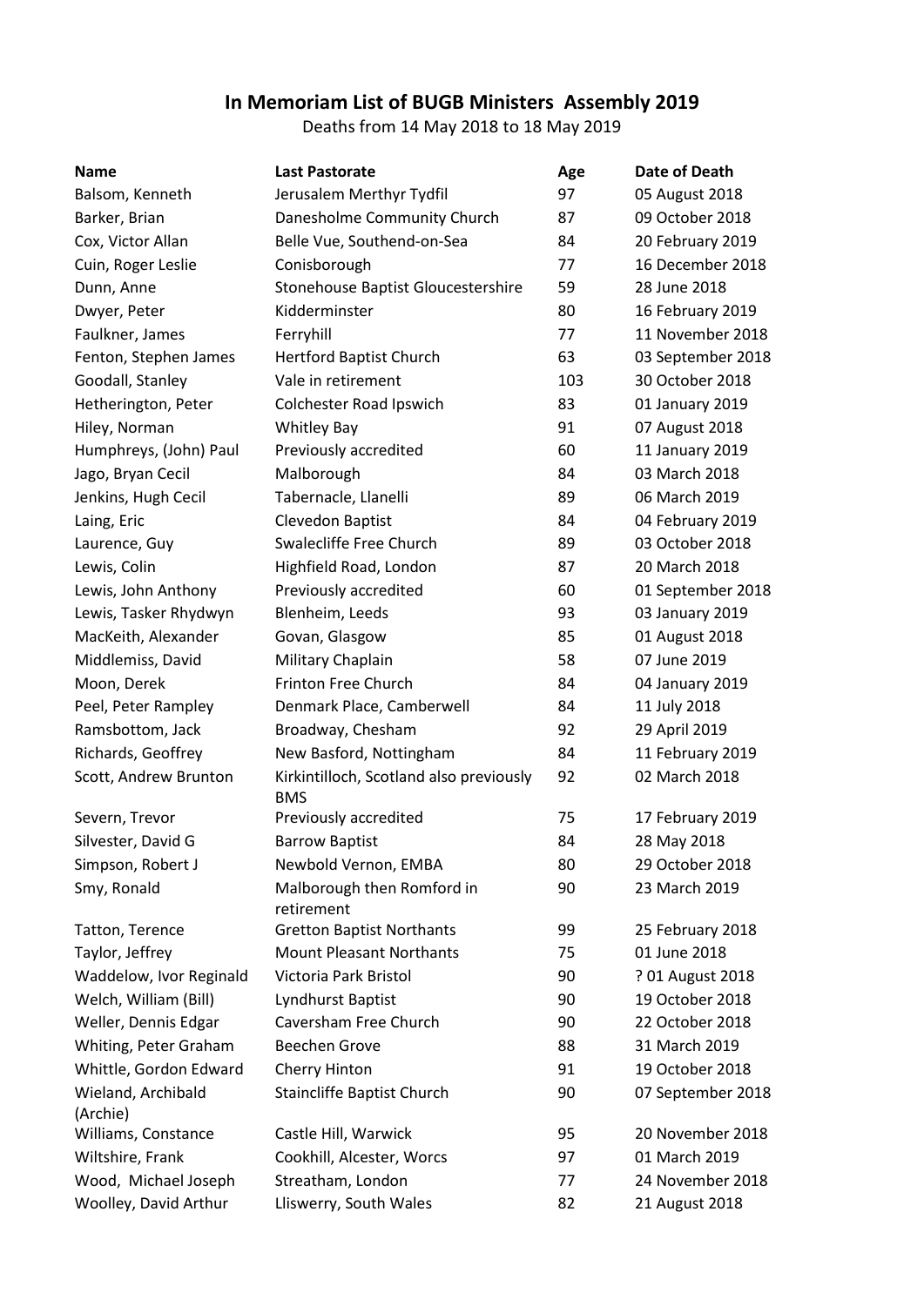# In Memoriam List of BUGB Ministers Assembly 2019

Deaths from 14 May 2018 to 18 May 2019

| Name | Last Pastorate | Age | Date of Death |
|---|---|---|---|
| Balsom, Kenneth | Jerusalem Merthyr Tydfil | 97 | 05 August 2018 |
| Barker, Brian | Danesholme Community Church | 87 | 09 October 2018 |
| Cox, Victor Allan | Belle Vue, Southend-on-Sea | 84 | 20 February 2019 |
| Cuin, Roger Leslie | Conisborough | 77 | 16 December 2018 |
| Dunn, Anne | Stonehouse Baptist Gloucestershire | 59 | 28 June 2018 |
| Dwyer, Peter | Kidderminster | 80 | 16 February 2019 |
| Faulkner, James | Ferryhill | 77 | 11 November 2018 |
| Fenton, Stephen James | Hertford Baptist Church | 63 | 03 September 2018 |
| Goodall, Stanley | Vale in retirement | 103 | 30 October 2018 |
| Hetherington, Peter | Colchester Road Ipswich | 83 | 01 January 2019 |
| Hiley, Norman | Whitley Bay | 91 | 07 August 2018 |
| Humphreys, (John) Paul | Previously accredited | 60 | 11 January 2019 |
| Jago, Bryan Cecil | Malborough | 84 | 03 March 2018 |
| Jenkins, Hugh Cecil | Tabernacle, Llanelli | 89 | 06 March 2019 |
| Laing, Eric | Clevedon Baptist | 84 | 04 February 2019 |
| Laurence, Guy | Swalecliffe Free Church | 89 | 03 October 2018 |
| Lewis, Colin | Highfield Road, London | 87 | 20 March 2018 |
| Lewis, John Anthony | Previously accredited | 60 | 01 September 2018 |
| Lewis, Tasker Rhydwyn | Blenheim, Leeds | 93 | 03 January 2019 |
| MacKeith, Alexander | Govan, Glasgow | 85 | 01 August 2018 |
| Middlemiss, David | Military Chaplain | 58 | 07 June 2019 |
| Moon, Derek | Frinton Free Church | 84 | 04 January 2019 |
| Peel, Peter Rampley | Denmark Place, Camberwell | 84 | 11 July 2018 |
| Ramsbottom, Jack | Broadway, Chesham | 92 | 29 April 2019 |
| Richards, Geoffrey | New Basford, Nottingham | 84 | 11 February 2019 |
| Scott, Andrew Brunton | Kirkintilloch, Scotland also previously BMS | 92 | 02 March 2018 |
| Severn, Trevor | Previously accredited | 75 | 17 February 2019 |
| Silvester, David G | Barrow Baptist | 84 | 28 May 2018 |
| Simpson, Robert J | Newbold Vernon, EMBA | 80 | 29 October 2018 |
| Smy, Ronald | Malborough then Romford in retirement | 90 | 23 March 2019 |
| Tatton, Terence | Gretton Baptist Northants | 99 | 25 February 2018 |
| Taylor, Jeffrey | Mount Pleasant Northants | 75 | 01 June 2018 |
| Waddelow, Ivor Reginald | Victoria Park Bristol | 90 | ? 01 August 2018 |
| Welch, William (Bill) | Lyndhurst Baptist | 90 | 19 October 2018 |
| Weller, Dennis Edgar | Caversham Free Church | 90 | 22 October 2018 |
| Whiting, Peter Graham | Beechen Grove | 88 | 31 March 2019 |
| Whittle, Gordon Edward | Cherry Hinton | 91 | 19 October 2018 |
| Wieland, Archibald (Archie) | Staincliffe Baptist Church | 90 | 07 September 2018 |
| Williams, Constance | Castle Hill, Warwick | 95 | 20 November 2018 |
| Wiltshire, Frank | Cookhill, Alcester, Worcs | 97 | 01 March 2019 |
| Wood, Michael Joseph | Streatham, London | 77 | 24 November 2018 |
| Woolley, David Arthur | Lliswerry, South Wales | 82 | 21 August 2018 |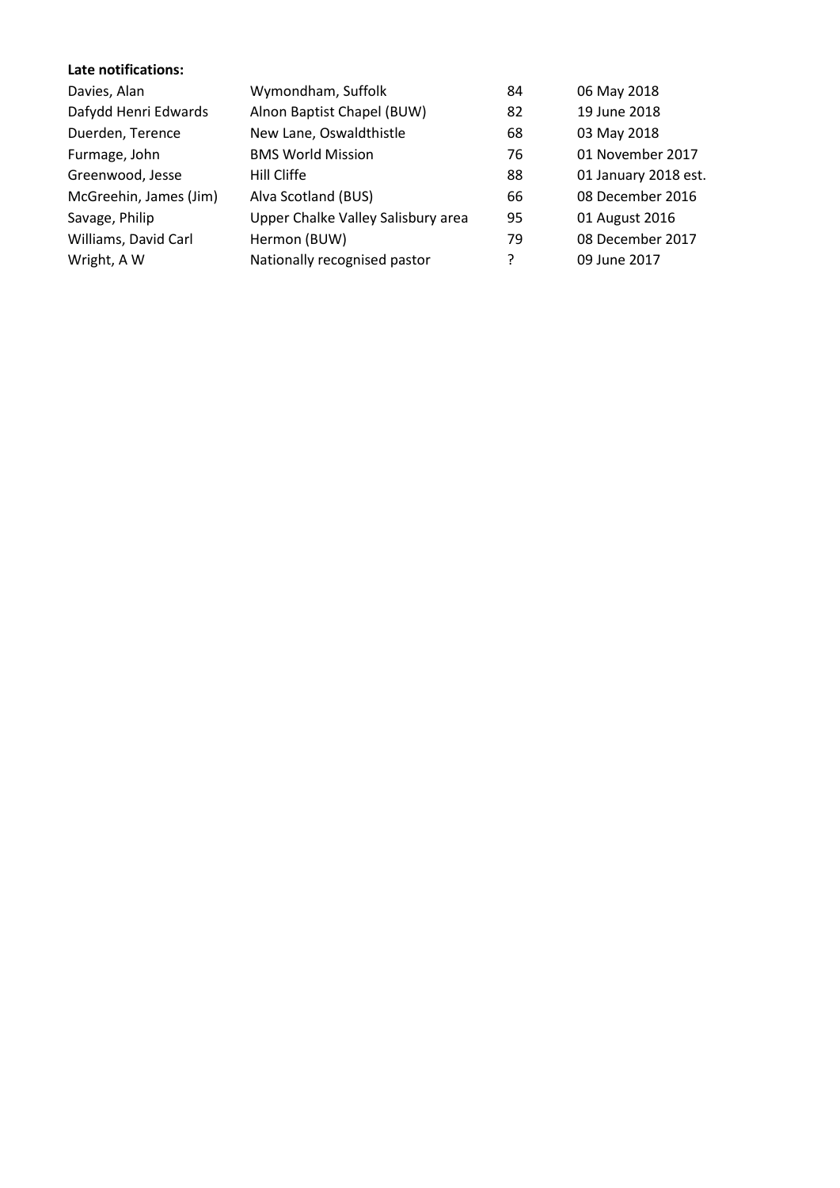**Late notifications:**

| | | | |
|---|---|---|---|
| Davies, Alan | Wymondham, Suffolk | 84 | 06 May 2018 |
| Dafydd Henri Edwards | Alnon Baptist Chapel (BUW) | 82 | 19 June 2018 |
| Duerden, Terence | New Lane, Oswaldthistle | 68 | 03 May 2018 |
| Furmage, John | BMS World Mission | 76 | 01 November 2017 |
| Greenwood, Jesse | Hill Cliffe | 88 | 01 January 2018 est. |
| McGreehin, James (Jim) | Alva Scotland (BUS) | 66 | 08 December 2016 |
| Savage, Philip | Upper Chalke Valley Salisbury area | 95 | 01 August 2016 |
| Williams, David Carl | Hermon (BUW) | 79 | 08 December 2017 |
| Wright, A W | Nationally recognised pastor | ? | 09 June 2017 |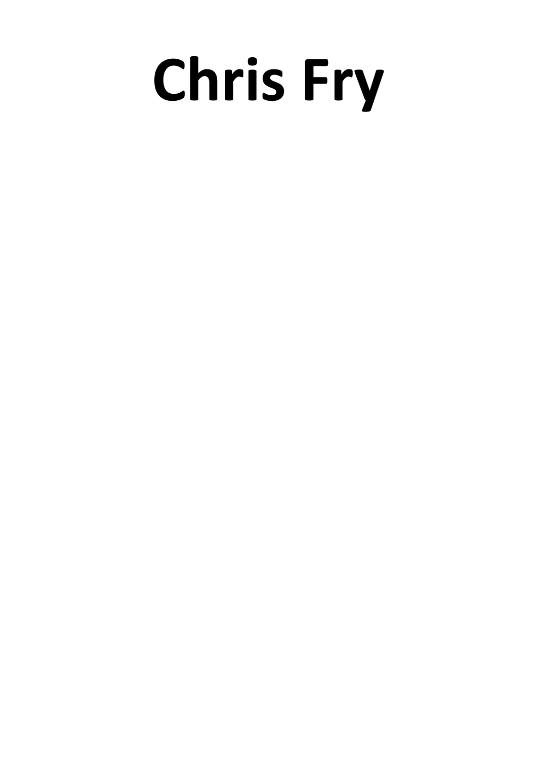# Chris Fry